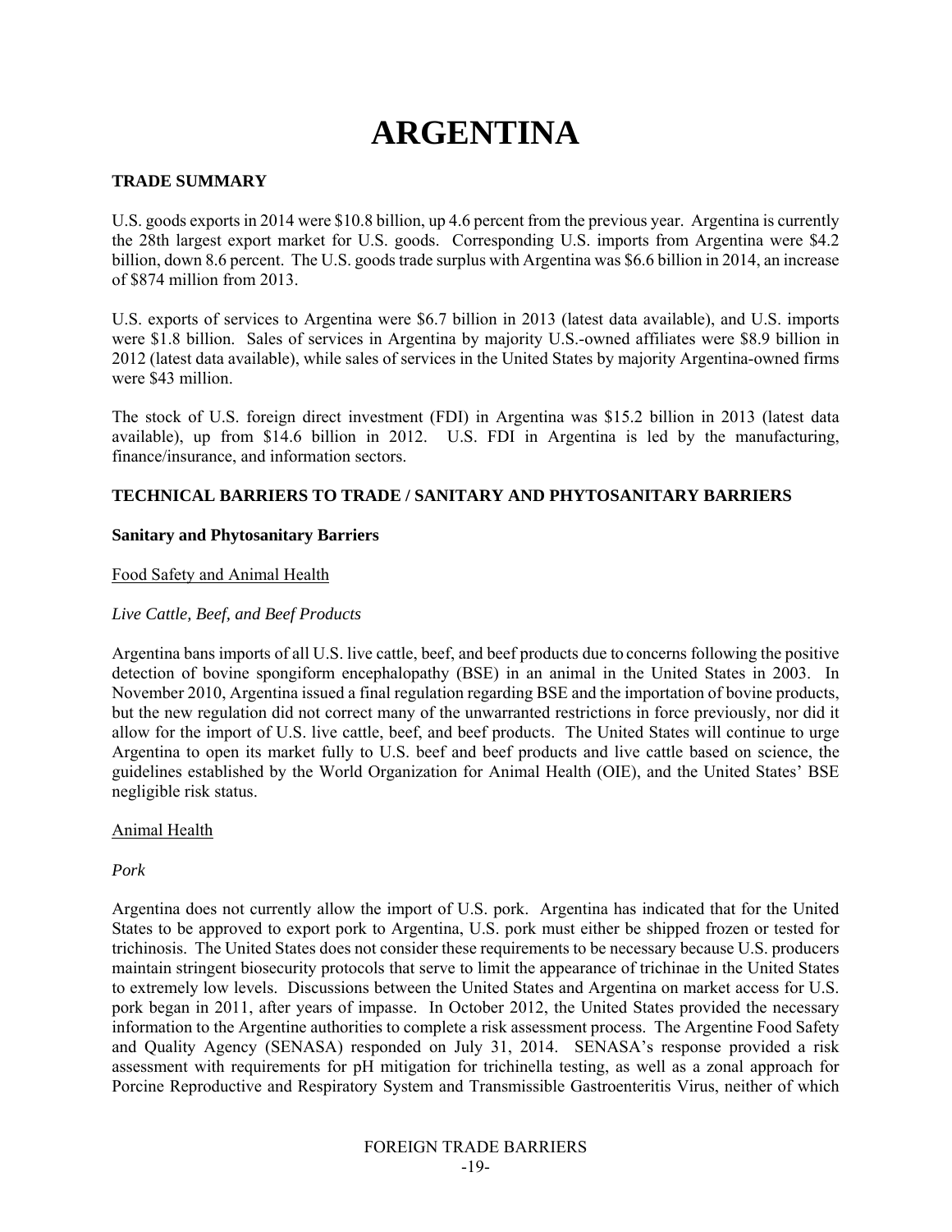# ARGENTINA

## TRADE SUMMARY

U.S. goods exports in 2014 were $10.8 billion, up 4.6 percent from the previous year. Argentina is currently the 28th largest export market for U.S. goods. Corresponding U.S. imports from Argentina were $4.2 billion, down 8.6 percent. The U.S. goods trade surplus with Argentina was $6.6 billion in 2014, an increase of $874 million from 2013.

U.S. exports of services to Argentina were $6.7 billion in 2013 (latest data available), and U.S. imports were $1.8 billion. Sales of services in Argentina by majority U.S.-owned affiliates were $8.9 billion in 2012 (latest data available), while sales of services in the United States by majority Argentina-owned firms were $43 million.

The stock of U.S. foreign direct investment (FDI) in Argentina was $15.2 billion in 2013 (latest data available), up from $14.6 billion in 2012. U.S. FDI in Argentina is led by the manufacturing, finance/insurance, and information sectors.

## TECHNICAL BARRIERS TO TRADE / SANITARY AND PHYTOSANITARY BARRIERS

### Sanitary and Phytosanitary Barriers

Food Safety and Animal Health

*Live Cattle, Beef, and Beef Products*

Argentina bans imports of all U.S. live cattle, beef, and beef products due to concerns following the positive detection of bovine spongiform encephalopathy (BSE) in an animal in the United States in 2003. In November 2010, Argentina issued a final regulation regarding BSE and the importation of bovine products, but the new regulation did not correct many of the unwarranted restrictions in force previously, nor did it allow for the import of U.S. live cattle, beef, and beef products. The United States will continue to urge Argentina to open its market fully to U.S. beef and beef products and live cattle based on science, the guidelines established by the World Organization for Animal Health (OIE), and the United States' BSE negligible risk status.

Animal Health

*Pork*

Argentina does not currently allow the import of U.S. pork. Argentina has indicated that for the United States to be approved to export pork to Argentina, U.S. pork must either be shipped frozen or tested for trichinosis. The United States does not consider these requirements to be necessary because U.S. producers maintain stringent biosecurity protocols that serve to limit the appearance of trichinae in the United States to extremely low levels. Discussions between the United States and Argentina on market access for U.S. pork began in 2011, after years of impasse. In October 2012, the United States provided the necessary information to the Argentine authorities to complete a risk assessment process. The Argentine Food Safety and Quality Agency (SENASA) responded on July 31, 2014. SENASA's response provided a risk assessment with requirements for pH mitigation for trichinella testing, as well as a zonal approach for Porcine Reproductive and Respiratory System and Transmissible Gastroenteritis Virus, neither of which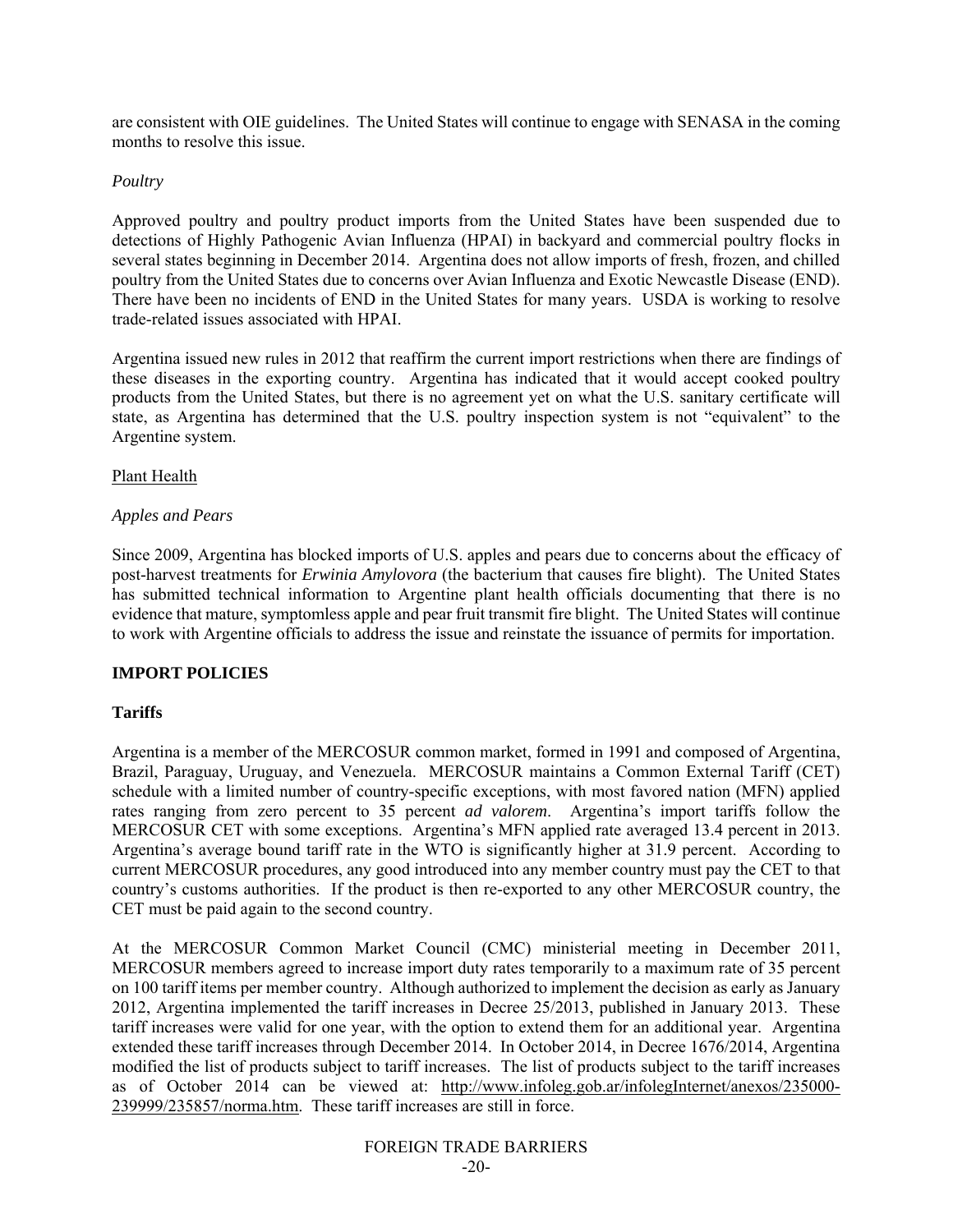are consistent with OIE guidelines. The United States will continue to engage with SENASA in the coming months to resolve this issue.

*Poultry*

Approved poultry and poultry product imports from the United States have been suspended due to detections of Highly Pathogenic Avian Influenza (HPAI) in backyard and commercial poultry flocks in several states beginning in December 2014. Argentina does not allow imports of fresh, frozen, and chilled poultry from the United States due to concerns over Avian Influenza and Exotic Newcastle Disease (END). There have been no incidents of END in the United States for many years. USDA is working to resolve trade-related issues associated with HPAI.

Argentina issued new rules in 2012 that reaffirm the current import restrictions when there are findings of these diseases in the exporting country. Argentina has indicated that it would accept cooked poultry products from the United States, but there is no agreement yet on what the U.S. sanitary certificate will state, as Argentina has determined that the U.S. poultry inspection system is not "equivalent" to the Argentine system.

Plant Health

*Apples and Pears*

Since 2009, Argentina has blocked imports of U.S. apples and pears due to concerns about the efficacy of post-harvest treatments for *Erwinia Amylovora* (the bacterium that causes fire blight). The United States has submitted technical information to Argentine plant health officials documenting that there is no evidence that mature, symptomless apple and pear fruit transmit fire blight. The United States will continue to work with Argentine officials to address the issue and reinstate the issuance of permits for importation.

## IMPORT POLICIES

### Tariffs

Argentina is a member of the MERCOSUR common market, formed in 1991 and composed of Argentina, Brazil, Paraguay, Uruguay, and Venezuela. MERCOSUR maintains a Common External Tariff (CET) schedule with a limited number of country-specific exceptions, with most favored nation (MFN) applied rates ranging from zero percent to 35 percent *ad valorem*. Argentina's import tariffs follow the MERCOSUR CET with some exceptions. Argentina's MFN applied rate averaged 13.4 percent in 2013. Argentina's average bound tariff rate in the WTO is significantly higher at 31.9 percent. According to current MERCOSUR procedures, any good introduced into any member country must pay the CET to that country's customs authorities. If the product is then re-exported to any other MERCOSUR country, the CET must be paid again to the second country.

At the MERCOSUR Common Market Council (CMC) ministerial meeting in December 2011, MERCOSUR members agreed to increase import duty rates temporarily to a maximum rate of 35 percent on 100 tariff items per member country. Although authorized to implement the decision as early as January 2012, Argentina implemented the tariff increases in Decree 25/2013, published in January 2013. These tariff increases were valid for one year, with the option to extend them for an additional year. Argentina extended these tariff increases through December 2014. In October 2014, in Decree 1676/2014, Argentina modified the list of products subject to tariff increases. The list of products subject to the tariff increases as of October 2014 can be viewed at: http://www.infoleg.gob.ar/infolegInternet/anexos/235000-239999/235857/norma.htm. These tariff increases are still in force.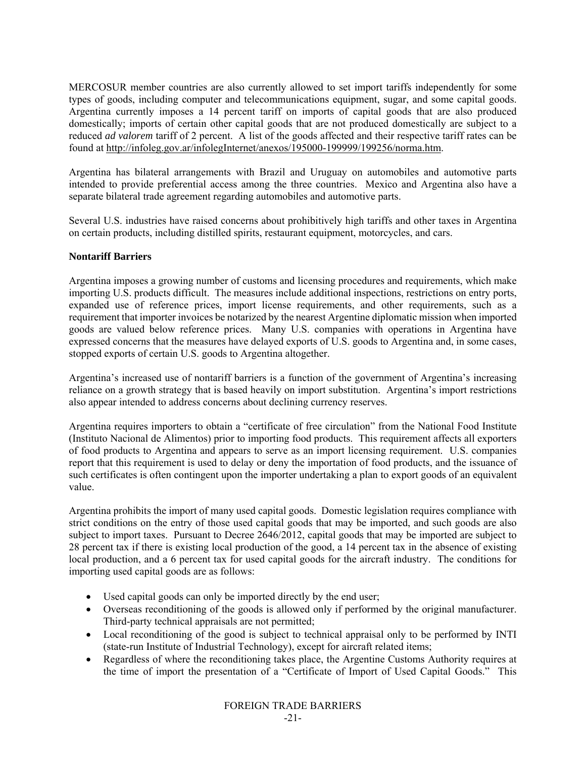MERCOSUR member countries are also currently allowed to set import tariffs independently for some types of goods, including computer and telecommunications equipment, sugar, and some capital goods. Argentina currently imposes a 14 percent tariff on imports of capital goods that are also produced domestically; imports of certain other capital goods that are not produced domestically are subject to a reduced *ad valorem* tariff of 2 percent. A list of the goods affected and their respective tariff rates can be found at http://infoleg.gov.ar/infolegInternet/anexos/195000-199999/199256/norma.htm.

Argentina has bilateral arrangements with Brazil and Uruguay on automobiles and automotive parts intended to provide preferential access among the three countries. Mexico and Argentina also have a separate bilateral trade agreement regarding automobiles and automotive parts.

Several U.S. industries have raised concerns about prohibitively high tariffs and other taxes in Argentina on certain products, including distilled spirits, restaurant equipment, motorcycles, and cars.

**Nontariff Barriers**

Argentina imposes a growing number of customs and licensing procedures and requirements, which make importing U.S. products difficult. The measures include additional inspections, restrictions on entry ports, expanded use of reference prices, import license requirements, and other requirements, such as a requirement that importer invoices be notarized by the nearest Argentine diplomatic mission when imported goods are valued below reference prices. Many U.S. companies with operations in Argentina have expressed concerns that the measures have delayed exports of U.S. goods to Argentina and, in some cases, stopped exports of certain U.S. goods to Argentina altogether.

Argentina's increased use of nontariff barriers is a function of the government of Argentina's increasing reliance on a growth strategy that is based heavily on import substitution. Argentina's import restrictions also appear intended to address concerns about declining currency reserves.

Argentina requires importers to obtain a "certificate of free circulation" from the National Food Institute (Instituto Nacional de Alimentos) prior to importing food products. This requirement affects all exporters of food products to Argentina and appears to serve as an import licensing requirement. U.S. companies report that this requirement is used to delay or deny the importation of food products, and the issuance of such certificates is often contingent upon the importer undertaking a plan to export goods of an equivalent value.

Argentina prohibits the import of many used capital goods. Domestic legislation requires compliance with strict conditions on the entry of those used capital goods that may be imported, and such goods are also subject to import taxes. Pursuant to Decree 2646/2012, capital goods that may be imported are subject to 28 percent tax if there is existing local production of the good, a 14 percent tax in the absence of existing local production, and a 6 percent tax for used capital goods for the aircraft industry. The conditions for importing used capital goods are as follows:

- Used capital goods can only be imported directly by the end user;
- Overseas reconditioning of the goods is allowed only if performed by the original manufacturer. Third-party technical appraisals are not permitted;
- Local reconditioning of the good is subject to technical appraisal only to be performed by INTI (state-run Institute of Industrial Technology), except for aircraft related items;
- Regardless of where the reconditioning takes place, the Argentine Customs Authority requires at the time of import the presentation of a "Certificate of Import of Used Capital Goods." This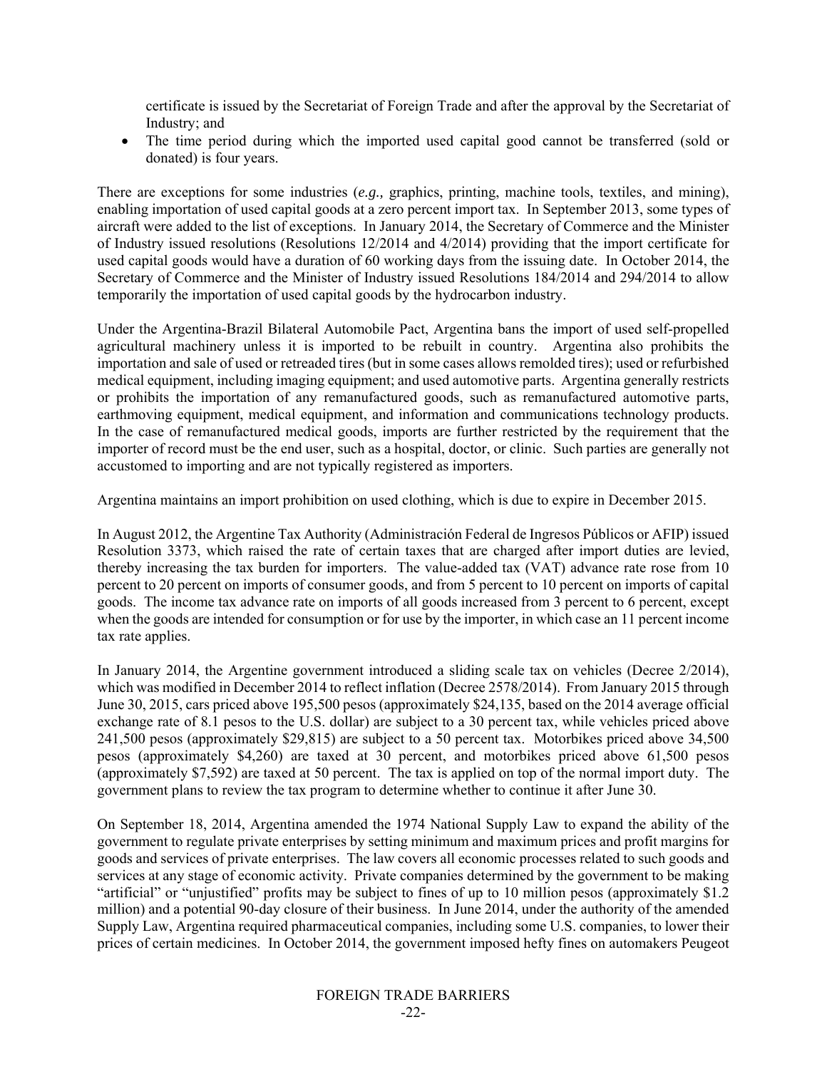certificate is issued by the Secretariat of Foreign Trade and after the approval by the Secretariat of Industry; and

- The time period during which the imported used capital good cannot be transferred (sold or donated) is four years.

There are exceptions for some industries (*e.g.,* graphics, printing, machine tools, textiles, and mining), enabling importation of used capital goods at a zero percent import tax. In September 2013, some types of aircraft were added to the list of exceptions. In January 2014, the Secretary of Commerce and the Minister of Industry issued resolutions (Resolutions 12/2014 and 4/2014) providing that the import certificate for used capital goods would have a duration of 60 working days from the issuing date. In October 2014, the Secretary of Commerce and the Minister of Industry issued Resolutions 184/2014 and 294/2014 to allow temporarily the importation of used capital goods by the hydrocarbon industry.

Under the Argentina-Brazil Bilateral Automobile Pact, Argentina bans the import of used self-propelled agricultural machinery unless it is imported to be rebuilt in country. Argentina also prohibits the importation and sale of used or retreaded tires (but in some cases allows remolded tires); used or refurbished medical equipment, including imaging equipment; and used automotive parts. Argentina generally restricts or prohibits the importation of any remanufactured goods, such as remanufactured automotive parts, earthmoving equipment, medical equipment, and information and communications technology products. In the case of remanufactured medical goods, imports are further restricted by the requirement that the importer of record must be the end user, such as a hospital, doctor, or clinic. Such parties are generally not accustomed to importing and are not typically registered as importers.

Argentina maintains an import prohibition on used clothing, which is due to expire in December 2015.

In August 2012, the Argentine Tax Authority (Administración Federal de Ingresos Públicos or AFIP) issued Resolution 3373, which raised the rate of certain taxes that are charged after import duties are levied, thereby increasing the tax burden for importers. The value-added tax (VAT) advance rate rose from 10 percent to 20 percent on imports of consumer goods, and from 5 percent to 10 percent on imports of capital goods. The income tax advance rate on imports of all goods increased from 3 percent to 6 percent, except when the goods are intended for consumption or for use by the importer, in which case an 11 percent income tax rate applies.

In January 2014, the Argentine government introduced a sliding scale tax on vehicles (Decree 2/2014), which was modified in December 2014 to reflect inflation (Decree 2578/2014). From January 2015 through June 30, 2015, cars priced above 195,500 pesos (approximately $24,135, based on the 2014 average official exchange rate of 8.1 pesos to the U.S. dollar) are subject to a 30 percent tax, while vehicles priced above 241,500 pesos (approximately $29,815) are subject to a 50 percent tax. Motorbikes priced above 34,500 pesos (approximately $4,260) are taxed at 30 percent, and motorbikes priced above 61,500 pesos (approximately $7,592) are taxed at 50 percent. The tax is applied on top of the normal import duty. The government plans to review the tax program to determine whether to continue it after June 30.

On September 18, 2014, Argentina amended the 1974 National Supply Law to expand the ability of the government to regulate private enterprises by setting minimum and maximum prices and profit margins for goods and services of private enterprises. The law covers all economic processes related to such goods and services at any stage of economic activity. Private companies determined by the government to be making "artificial" or "unjustified" profits may be subject to fines of up to 10 million pesos (approximately $1.2 million) and a potential 90-day closure of their business. In June 2014, under the authority of the amended Supply Law, Argentina required pharmaceutical companies, including some U.S. companies, to lower their prices of certain medicines. In October 2014, the government imposed hefty fines on automakers Peugeot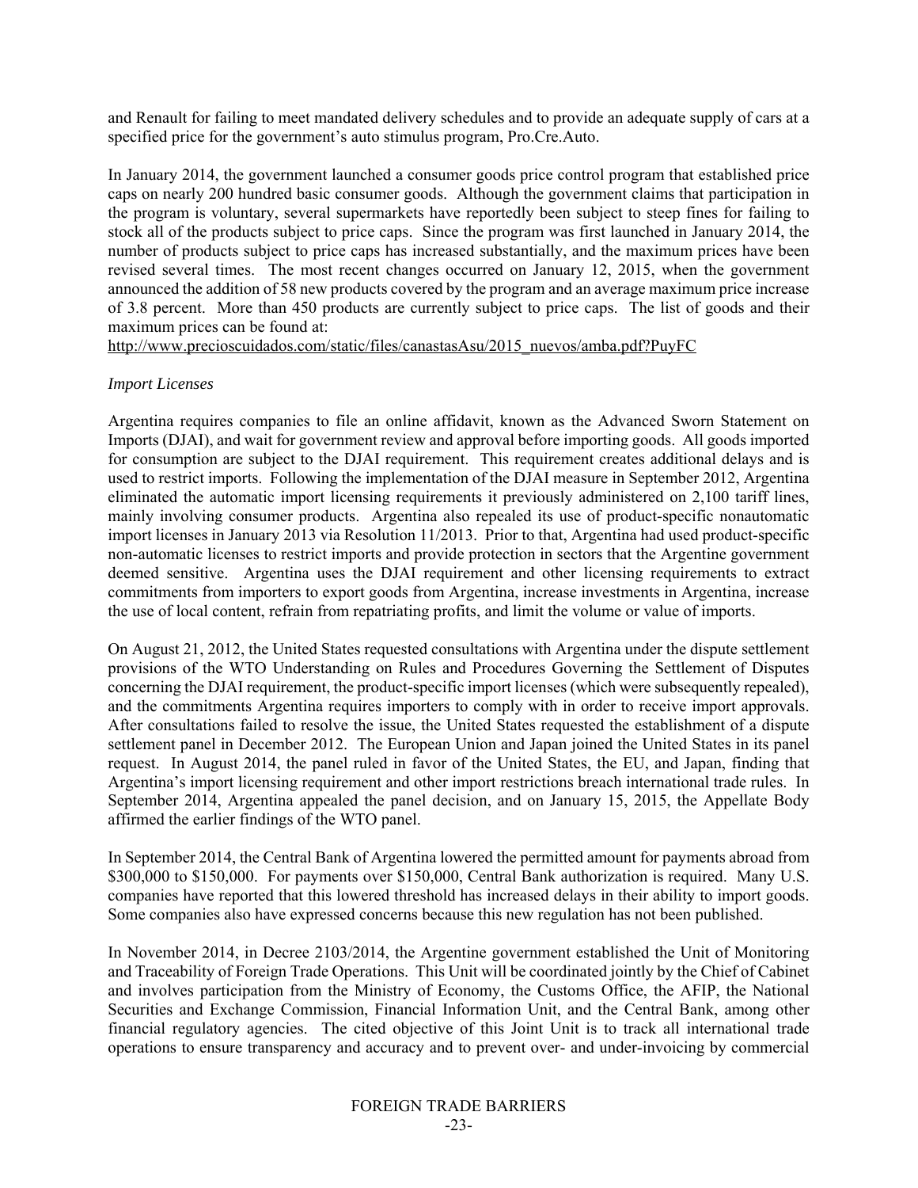and Renault for failing to meet mandated delivery schedules and to provide an adequate supply of cars at a specified price for the government's auto stimulus program, Pro.Cre.Auto.

In January 2014, the government launched a consumer goods price control program that established price caps on nearly 200 hundred basic consumer goods. Although the government claims that participation in the program is voluntary, several supermarkets have reportedly been subject to steep fines for failing to stock all of the products subject to price caps. Since the program was first launched in January 2014, the number of products subject to price caps has increased substantially, and the maximum prices have been revised several times. The most recent changes occurred on January 12, 2015, when the government announced the addition of 58 new products covered by the program and an average maximum price increase of 3.8 percent. More than 450 products are currently subject to price caps. The list of goods and their maximum prices can be found at:
http://www.precioscuidados.com/static/files/canastasAsu/2015_nuevos/amba.pdf?PuyFC

*Import Licenses*

Argentina requires companies to file an online affidavit, known as the Advanced Sworn Statement on Imports (DJAI), and wait for government review and approval before importing goods. All goods imported for consumption are subject to the DJAI requirement. This requirement creates additional delays and is used to restrict imports. Following the implementation of the DJAI measure in September 2012, Argentina eliminated the automatic import licensing requirements it previously administered on 2,100 tariff lines, mainly involving consumer products. Argentina also repealed its use of product-specific nonautomatic import licenses in January 2013 via Resolution 11/2013. Prior to that, Argentina had used product-specific non-automatic licenses to restrict imports and provide protection in sectors that the Argentine government deemed sensitive. Argentina uses the DJAI requirement and other licensing requirements to extract commitments from importers to export goods from Argentina, increase investments in Argentina, increase the use of local content, refrain from repatriating profits, and limit the volume or value of imports.

On August 21, 2012, the United States requested consultations with Argentina under the dispute settlement provisions of the WTO Understanding on Rules and Procedures Governing the Settlement of Disputes concerning the DJAI requirement, the product-specific import licenses (which were subsequently repealed), and the commitments Argentina requires importers to comply with in order to receive import approvals. After consultations failed to resolve the issue, the United States requested the establishment of a dispute settlement panel in December 2012. The European Union and Japan joined the United States in its panel request. In August 2014, the panel ruled in favor of the United States, the EU, and Japan, finding that Argentina's import licensing requirement and other import restrictions breach international trade rules. In September 2014, Argentina appealed the panel decision, and on January 15, 2015, the Appellate Body affirmed the earlier findings of the WTO panel.

In September 2014, the Central Bank of Argentina lowered the permitted amount for payments abroad from \$300,000 to \$150,000. For payments over \$150,000, Central Bank authorization is required. Many U.S. companies have reported that this lowered threshold has increased delays in their ability to import goods. Some companies also have expressed concerns because this new regulation has not been published.

In November 2014, in Decree 2103/2014, the Argentine government established the Unit of Monitoring and Traceability of Foreign Trade Operations. This Unit will be coordinated jointly by the Chief of Cabinet and involves participation from the Ministry of Economy, the Customs Office, the AFIP, the National Securities and Exchange Commission, Financial Information Unit, and the Central Bank, among other financial regulatory agencies. The cited objective of this Joint Unit is to track all international trade operations to ensure transparency and accuracy and to prevent over- and under-invoicing by commercial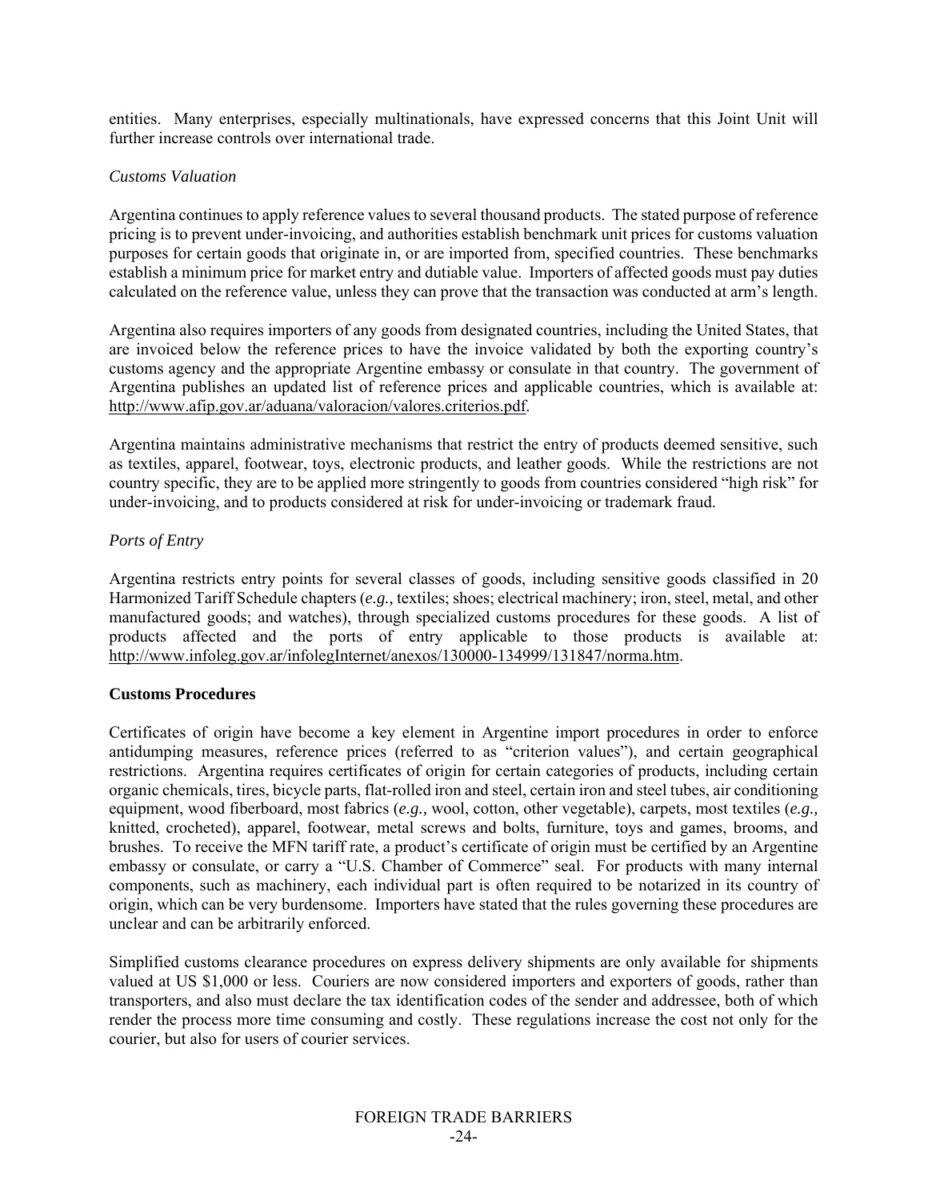entities. Many enterprises, especially multinationals, have expressed concerns that this Joint Unit will further increase controls over international trade.

*Customs Valuation*

Argentina continues to apply reference values to several thousand products. The stated purpose of reference pricing is to prevent under-invoicing, and authorities establish benchmark unit prices for customs valuation purposes for certain goods that originate in, or are imported from, specified countries. These benchmarks establish a minimum price for market entry and dutiable value. Importers of affected goods must pay duties calculated on the reference value, unless they can prove that the transaction was conducted at arm's length.

Argentina also requires importers of any goods from designated countries, including the United States, that are invoiced below the reference prices to have the invoice validated by both the exporting country's customs agency and the appropriate Argentine embassy or consulate in that country. The government of Argentina publishes an updated list of reference prices and applicable countries, which is available at: http://www.afip.gov.ar/aduana/valoracion/valores.criterios.pdf.

Argentina maintains administrative mechanisms that restrict the entry of products deemed sensitive, such as textiles, apparel, footwear, toys, electronic products, and leather goods. While the restrictions are not country specific, they are to be applied more stringently to goods from countries considered "high risk" for under-invoicing, and to products considered at risk for under-invoicing or trademark fraud.

*Ports of Entry*

Argentina restricts entry points for several classes of goods, including sensitive goods classified in 20 Harmonized Tariff Schedule chapters (*e.g.,* textiles; shoes; electrical machinery; iron, steel, metal, and other manufactured goods; and watches), through specialized customs procedures for these goods. A list of products affected and the ports of entry applicable to those products is available at: http://www.infoleg.gov.ar/infolegInternet/anexos/130000-134999/131847/norma.htm.

**Customs Procedures**

Certificates of origin have become a key element in Argentine import procedures in order to enforce antidumping measures, reference prices (referred to as "criterion values"), and certain geographical restrictions. Argentina requires certificates of origin for certain categories of products, including certain organic chemicals, tires, bicycle parts, flat-rolled iron and steel, certain iron and steel tubes, air conditioning equipment, wood fiberboard, most fabrics (*e.g.,* wool, cotton, other vegetable), carpets, most textiles (*e.g.,* knitted, crocheted), apparel, footwear, metal screws and bolts, furniture, toys and games, brooms, and brushes. To receive the MFN tariff rate, a product's certificate of origin must be certified by an Argentine embassy or consulate, or carry a "U.S. Chamber of Commerce" seal. For products with many internal components, such as machinery, each individual part is often required to be notarized in its country of origin, which can be very burdensome. Importers have stated that the rules governing these procedures are unclear and can be arbitrarily enforced.

Simplified customs clearance procedures on express delivery shipments are only available for shipments valued at US $1,000 or less. Couriers are now considered importers and exporters of goods, rather than transporters, and also must declare the tax identification codes of the sender and addressee, both of which render the process more time consuming and costly. These regulations increase the cost not only for the courier, but also for users of courier services.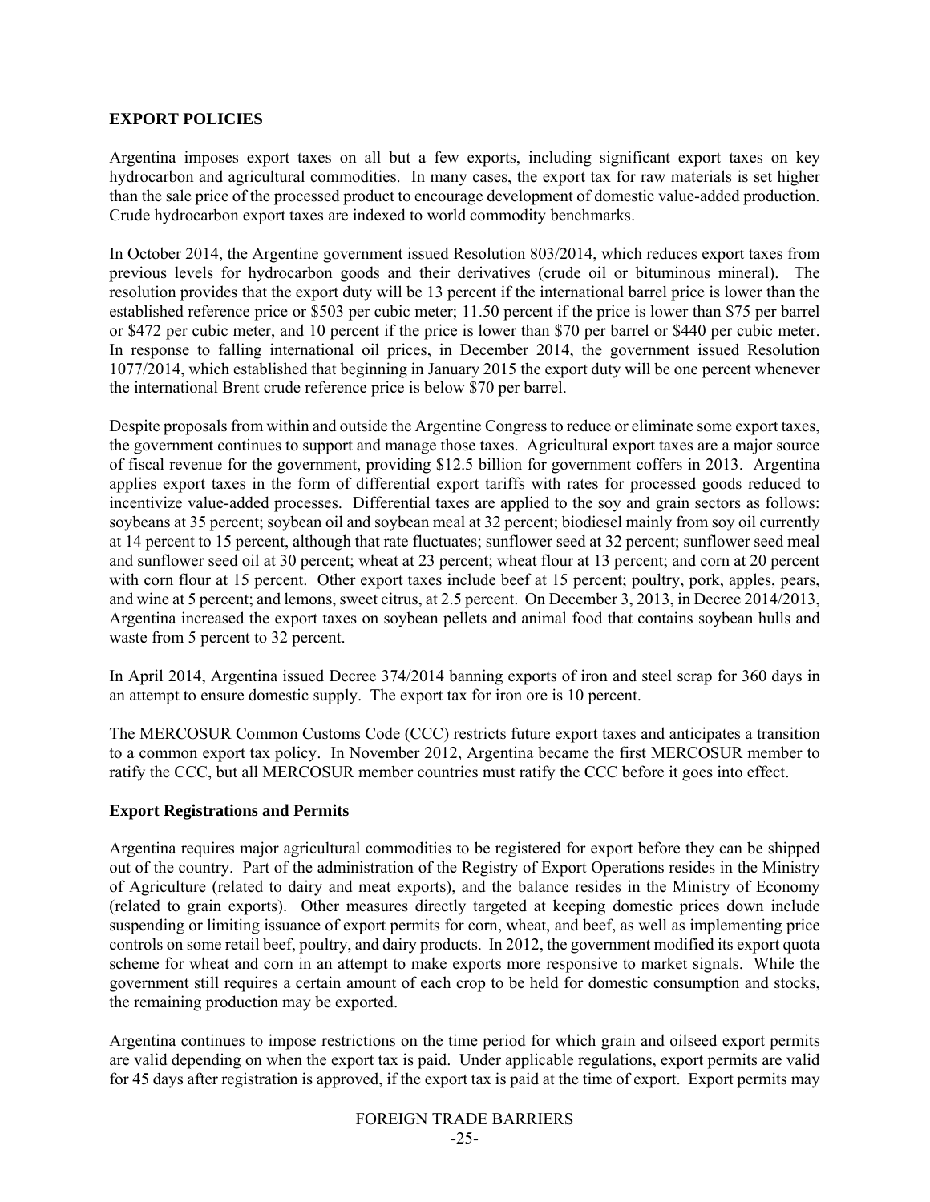## EXPORT POLICIES

Argentina imposes export taxes on all but a few exports, including significant export taxes on key hydrocarbon and agricultural commodities. In many cases, the export tax for raw materials is set higher than the sale price of the processed product to encourage development of domestic value-added production. Crude hydrocarbon export taxes are indexed to world commodity benchmarks.

In October 2014, the Argentine government issued Resolution 803/2014, which reduces export taxes from previous levels for hydrocarbon goods and their derivatives (crude oil or bituminous mineral). The resolution provides that the export duty will be 13 percent if the international barrel price is lower than the established reference price or $503 per cubic meter; 11.50 percent if the price is lower than $75 per barrel or $472 per cubic meter, and 10 percent if the price is lower than $70 per barrel or $440 per cubic meter. In response to falling international oil prices, in December 2014, the government issued Resolution 1077/2014, which established that beginning in January 2015 the export duty will be one percent whenever the international Brent crude reference price is below $70 per barrel.

Despite proposals from within and outside the Argentine Congress to reduce or eliminate some export taxes, the government continues to support and manage those taxes. Agricultural export taxes are a major source of fiscal revenue for the government, providing $12.5 billion for government coffers in 2013. Argentina applies export taxes in the form of differential export tariffs with rates for processed goods reduced to incentivize value-added processes. Differential taxes are applied to the soy and grain sectors as follows: soybeans at 35 percent; soybean oil and soybean meal at 32 percent; biodiesel mainly from soy oil currently at 14 percent to 15 percent, although that rate fluctuates; sunflower seed at 32 percent; sunflower seed meal and sunflower seed oil at 30 percent; wheat at 23 percent; wheat flour at 13 percent; and corn at 20 percent with corn flour at 15 percent. Other export taxes include beef at 15 percent; poultry, pork, apples, pears, and wine at 5 percent; and lemons, sweet citrus, at 2.5 percent. On December 3, 2013, in Decree 2014/2013, Argentina increased the export taxes on soybean pellets and animal food that contains soybean hulls and waste from 5 percent to 32 percent.

In April 2014, Argentina issued Decree 374/2014 banning exports of iron and steel scrap for 360 days in an attempt to ensure domestic supply. The export tax for iron ore is 10 percent.

The MERCOSUR Common Customs Code (CCC) restricts future export taxes and anticipates a transition to a common export tax policy. In November 2012, Argentina became the first MERCOSUR member to ratify the CCC, but all MERCOSUR member countries must ratify the CCC before it goes into effect.

### Export Registrations and Permits

Argentina requires major agricultural commodities to be registered for export before they can be shipped out of the country. Part of the administration of the Registry of Export Operations resides in the Ministry of Agriculture (related to dairy and meat exports), and the balance resides in the Ministry of Economy (related to grain exports). Other measures directly targeted at keeping domestic prices down include suspending or limiting issuance of export permits for corn, wheat, and beef, as well as implementing price controls on some retail beef, poultry, and dairy products. In 2012, the government modified its export quota scheme for wheat and corn in an attempt to make exports more responsive to market signals. While the government still requires a certain amount of each crop to be held for domestic consumption and stocks, the remaining production may be exported.

Argentina continues to impose restrictions on the time period for which grain and oilseed export permits are valid depending on when the export tax is paid. Under applicable regulations, export permits are valid for 45 days after registration is approved, if the export tax is paid at the time of export. Export permits may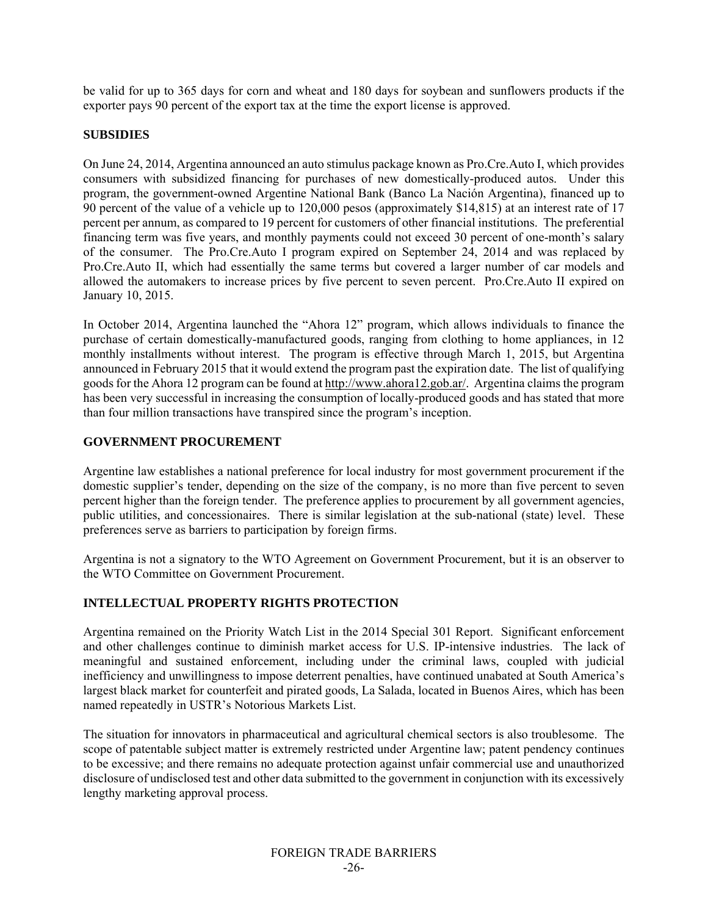be valid for up to 365 days for corn and wheat and 180 days for soybean and sunflowers products if the exporter pays 90 percent of the export tax at the time the export license is approved.

## SUBSIDIES

On June 24, 2014, Argentina announced an auto stimulus package known as Pro.Cre.Auto I, which provides consumers with subsidized financing for purchases of new domestically-produced autos. Under this program, the government-owned Argentine National Bank (Banco La Nación Argentina), financed up to 90 percent of the value of a vehicle up to 120,000 pesos (approximately $14,815) at an interest rate of 17 percent per annum, as compared to 19 percent for customers of other financial institutions. The preferential financing term was five years, and monthly payments could not exceed 30 percent of one-month's salary of the consumer. The Pro.Cre.Auto I program expired on September 24, 2014 and was replaced by Pro.Cre.Auto II, which had essentially the same terms but covered a larger number of car models and allowed the automakers to increase prices by five percent to seven percent. Pro.Cre.Auto II expired on January 10, 2015.

In October 2014, Argentina launched the "Ahora 12" program, which allows individuals to finance the purchase of certain domestically-manufactured goods, ranging from clothing to home appliances, in 12 monthly installments without interest. The program is effective through March 1, 2015, but Argentina announced in February 2015 that it would extend the program past the expiration date. The list of qualifying goods for the Ahora 12 program can be found at http://www.ahora12.gob.ar/. Argentina claims the program has been very successful in increasing the consumption of locally-produced goods and has stated that more than four million transactions have transpired since the program's inception.

## GOVERNMENT PROCUREMENT

Argentine law establishes a national preference for local industry for most government procurement if the domestic supplier's tender, depending on the size of the company, is no more than five percent to seven percent higher than the foreign tender. The preference applies to procurement by all government agencies, public utilities, and concessionaires. There is similar legislation at the sub-national (state) level. These preferences serve as barriers to participation by foreign firms.

Argentina is not a signatory to the WTO Agreement on Government Procurement, but it is an observer to the WTO Committee on Government Procurement.

## INTELLECTUAL PROPERTY RIGHTS PROTECTION

Argentina remained on the Priority Watch List in the 2014 Special 301 Report. Significant enforcement and other challenges continue to diminish market access for U.S. IP-intensive industries. The lack of meaningful and sustained enforcement, including under the criminal laws, coupled with judicial inefficiency and unwillingness to impose deterrent penalties, have continued unabated at South America's largest black market for counterfeit and pirated goods, La Salada, located in Buenos Aires, which has been named repeatedly in USTR's Notorious Markets List.

The situation for innovators in pharmaceutical and agricultural chemical sectors is also troublesome. The scope of patentable subject matter is extremely restricted under Argentine law; patent pendency continues to be excessive; and there remains no adequate protection against unfair commercial use and unauthorized disclosure of undisclosed test and other data submitted to the government in conjunction with its excessively lengthy marketing approval process.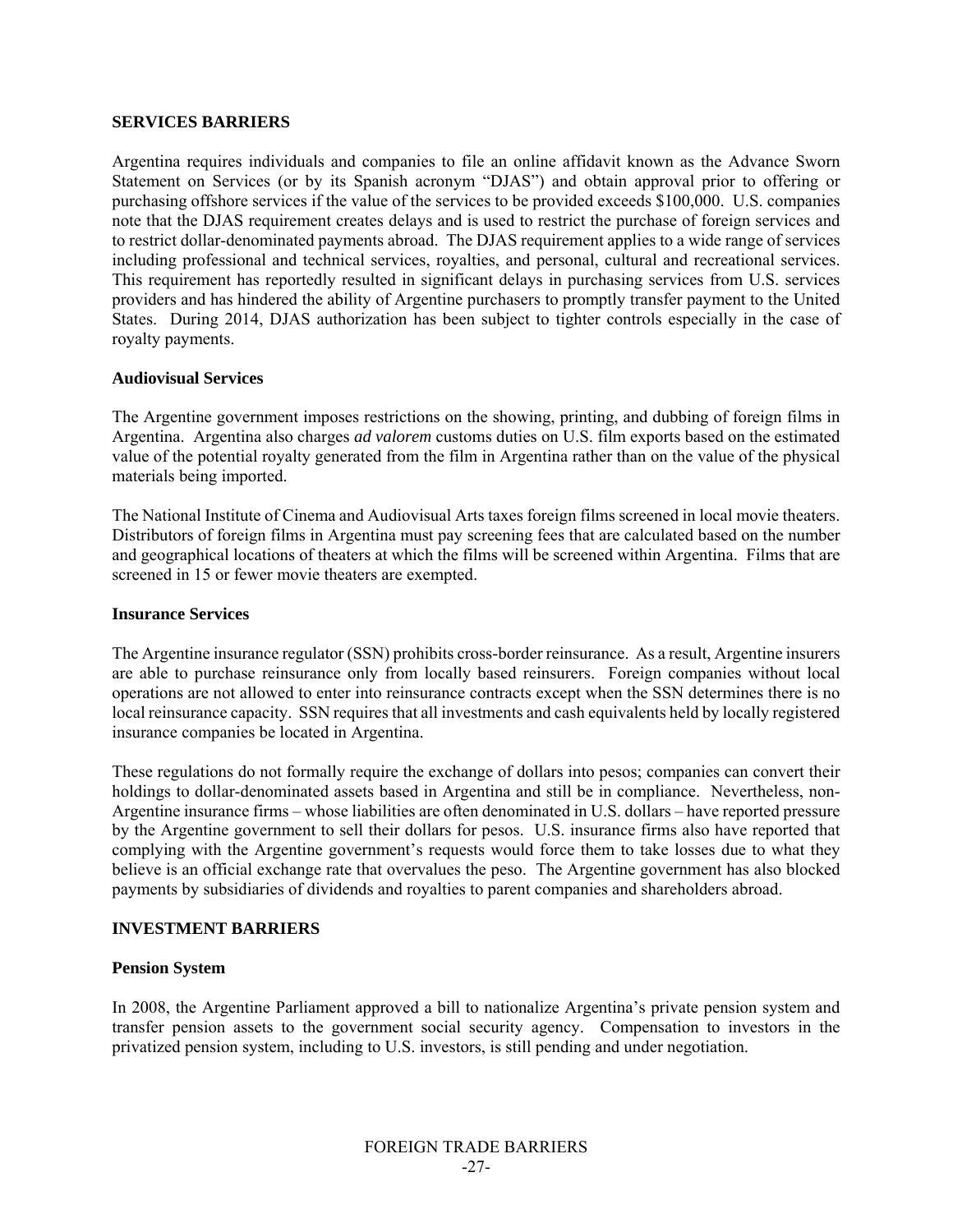## SERVICES BARRIERS

Argentina requires individuals and companies to file an online affidavit known as the Advance Sworn Statement on Services (or by its Spanish acronym "DJAS") and obtain approval prior to offering or purchasing offshore services if the value of the services to be provided exceeds $100,000. U.S. companies note that the DJAS requirement creates delays and is used to restrict the purchase of foreign services and to restrict dollar-denominated payments abroad. The DJAS requirement applies to a wide range of services including professional and technical services, royalties, and personal, cultural and recreational services. This requirement has reportedly resulted in significant delays in purchasing services from U.S. services providers and has hindered the ability of Argentine purchasers to promptly transfer payment to the United States. During 2014, DJAS authorization has been subject to tighter controls especially in the case of royalty payments.

### Audiovisual Services

The Argentine government imposes restrictions on the showing, printing, and dubbing of foreign films in Argentina. Argentina also charges *ad valorem* customs duties on U.S. film exports based on the estimated value of the potential royalty generated from the film in Argentina rather than on the value of the physical materials being imported.

The National Institute of Cinema and Audiovisual Arts taxes foreign films screened in local movie theaters. Distributors of foreign films in Argentina must pay screening fees that are calculated based on the number and geographical locations of theaters at which the films will be screened within Argentina. Films that are screened in 15 or fewer movie theaters are exempted.

### Insurance Services

The Argentine insurance regulator (SSN) prohibits cross-border reinsurance. As a result, Argentine insurers are able to purchase reinsurance only from locally based reinsurers. Foreign companies without local operations are not allowed to enter into reinsurance contracts except when the SSN determines there is no local reinsurance capacity. SSN requires that all investments and cash equivalents held by locally registered insurance companies be located in Argentina.

These regulations do not formally require the exchange of dollars into pesos; companies can convert their holdings to dollar-denominated assets based in Argentina and still be in compliance. Nevertheless, non-Argentine insurance firms – whose liabilities are often denominated in U.S. dollars – have reported pressure by the Argentine government to sell their dollars for pesos. U.S. insurance firms also have reported that complying with the Argentine government's requests would force them to take losses due to what they believe is an official exchange rate that overvalues the peso. The Argentine government has also blocked payments by subsidiaries of dividends and royalties to parent companies and shareholders abroad.

## INVESTMENT BARRIERS

### Pension System

In 2008, the Argentine Parliament approved a bill to nationalize Argentina's private pension system and transfer pension assets to the government social security agency. Compensation to investors in the privatized pension system, including to U.S. investors, is still pending and under negotiation.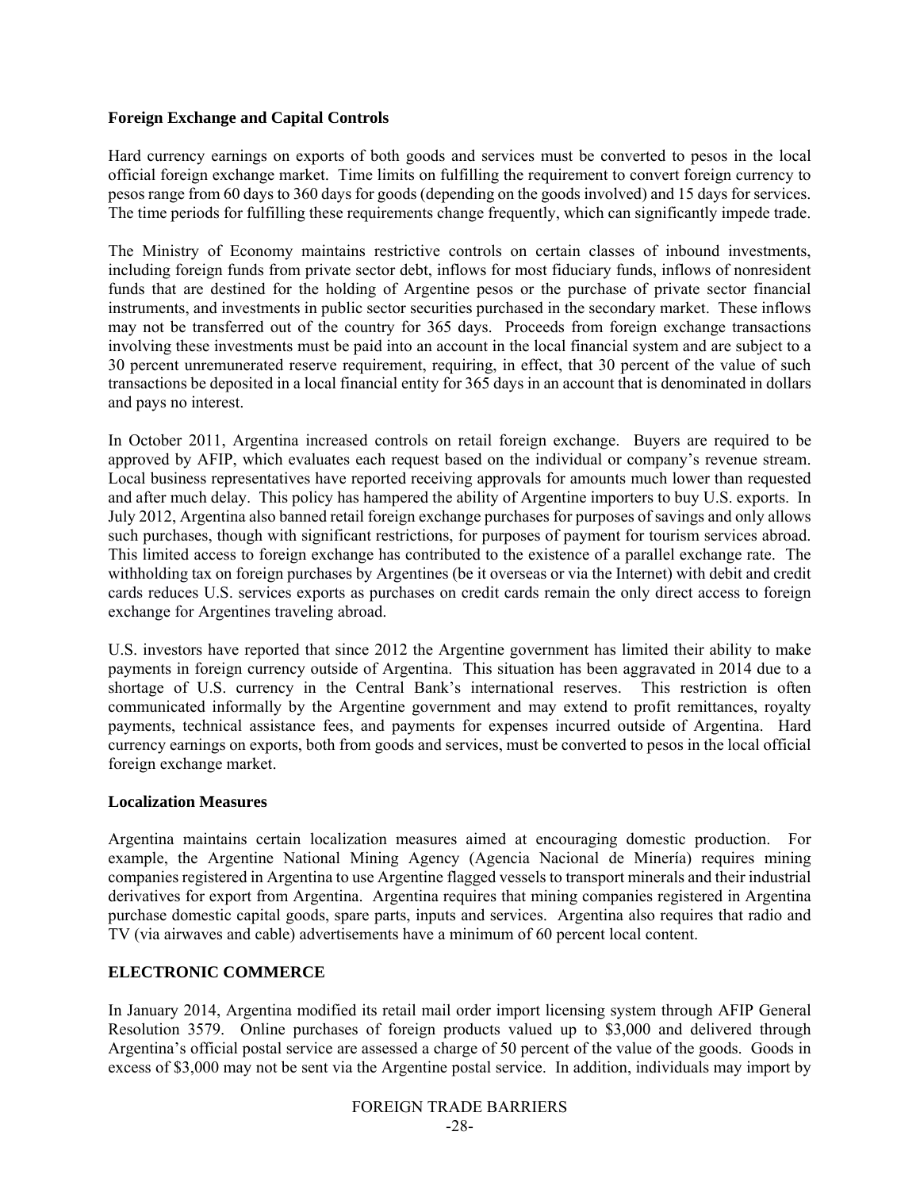### Foreign Exchange and Capital Controls

Hard currency earnings on exports of both goods and services must be converted to pesos in the local official foreign exchange market. Time limits on fulfilling the requirement to convert foreign currency to pesos range from 60 days to 360 days for goods (depending on the goods involved) and 15 days for services. The time periods for fulfilling these requirements change frequently, which can significantly impede trade.

The Ministry of Economy maintains restrictive controls on certain classes of inbound investments, including foreign funds from private sector debt, inflows for most fiduciary funds, inflows of nonresident funds that are destined for the holding of Argentine pesos or the purchase of private sector financial instruments, and investments in public sector securities purchased in the secondary market. These inflows may not be transferred out of the country for 365 days. Proceeds from foreign exchange transactions involving these investments must be paid into an account in the local financial system and are subject to a 30 percent unremunerated reserve requirement, requiring, in effect, that 30 percent of the value of such transactions be deposited in a local financial entity for 365 days in an account that is denominated in dollars and pays no interest.

In October 2011, Argentina increased controls on retail foreign exchange. Buyers are required to be approved by AFIP, which evaluates each request based on the individual or company's revenue stream. Local business representatives have reported receiving approvals for amounts much lower than requested and after much delay. This policy has hampered the ability of Argentine importers to buy U.S. exports. In July 2012, Argentina also banned retail foreign exchange purchases for purposes of savings and only allows such purchases, though with significant restrictions, for purposes of payment for tourism services abroad. This limited access to foreign exchange has contributed to the existence of a parallel exchange rate. The withholding tax on foreign purchases by Argentines (be it overseas or via the Internet) with debit and credit cards reduces U.S. services exports as purchases on credit cards remain the only direct access to foreign exchange for Argentines traveling abroad.

U.S. investors have reported that since 2012 the Argentine government has limited their ability to make payments in foreign currency outside of Argentina. This situation has been aggravated in 2014 due to a shortage of U.S. currency in the Central Bank's international reserves. This restriction is often communicated informally by the Argentine government and may extend to profit remittances, royalty payments, technical assistance fees, and payments for expenses incurred outside of Argentina. Hard currency earnings on exports, both from goods and services, must be converted to pesos in the local official foreign exchange market.

### Localization Measures

Argentina maintains certain localization measures aimed at encouraging domestic production. For example, the Argentine National Mining Agency (Agencia Nacional de Minería) requires mining companies registered in Argentina to use Argentine flagged vessels to transport minerals and their industrial derivatives for export from Argentina. Argentina requires that mining companies registered in Argentina purchase domestic capital goods, spare parts, inputs and services. Argentina also requires that radio and TV (via airwaves and cable) advertisements have a minimum of 60 percent local content.

## ELECTRONIC COMMERCE

In January 2014, Argentina modified its retail mail order import licensing system through AFIP General Resolution 3579. Online purchases of foreign products valued up to $3,000 and delivered through Argentina's official postal service are assessed a charge of 50 percent of the value of the goods. Goods in excess of $3,000 may not be sent via the Argentine postal service. In addition, individuals may import by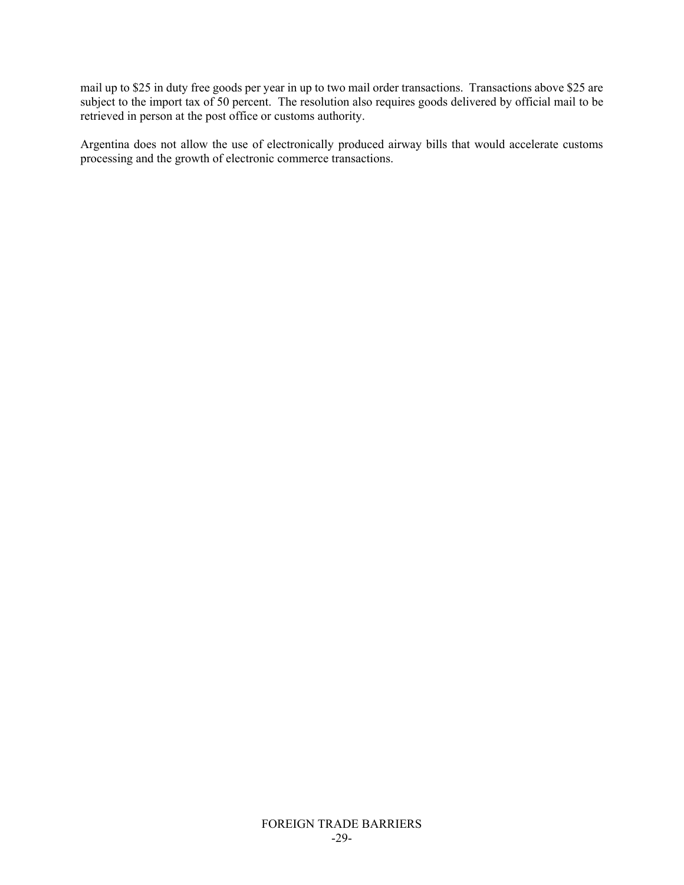mail up to $25 in duty free goods per year in up to two mail order transactions. Transactions above $25 are subject to the import tax of 50 percent. The resolution also requires goods delivered by official mail to be retrieved in person at the post office or customs authority.

Argentina does not allow the use of electronically produced airway bills that would accelerate customs processing and the growth of electronic commerce transactions.